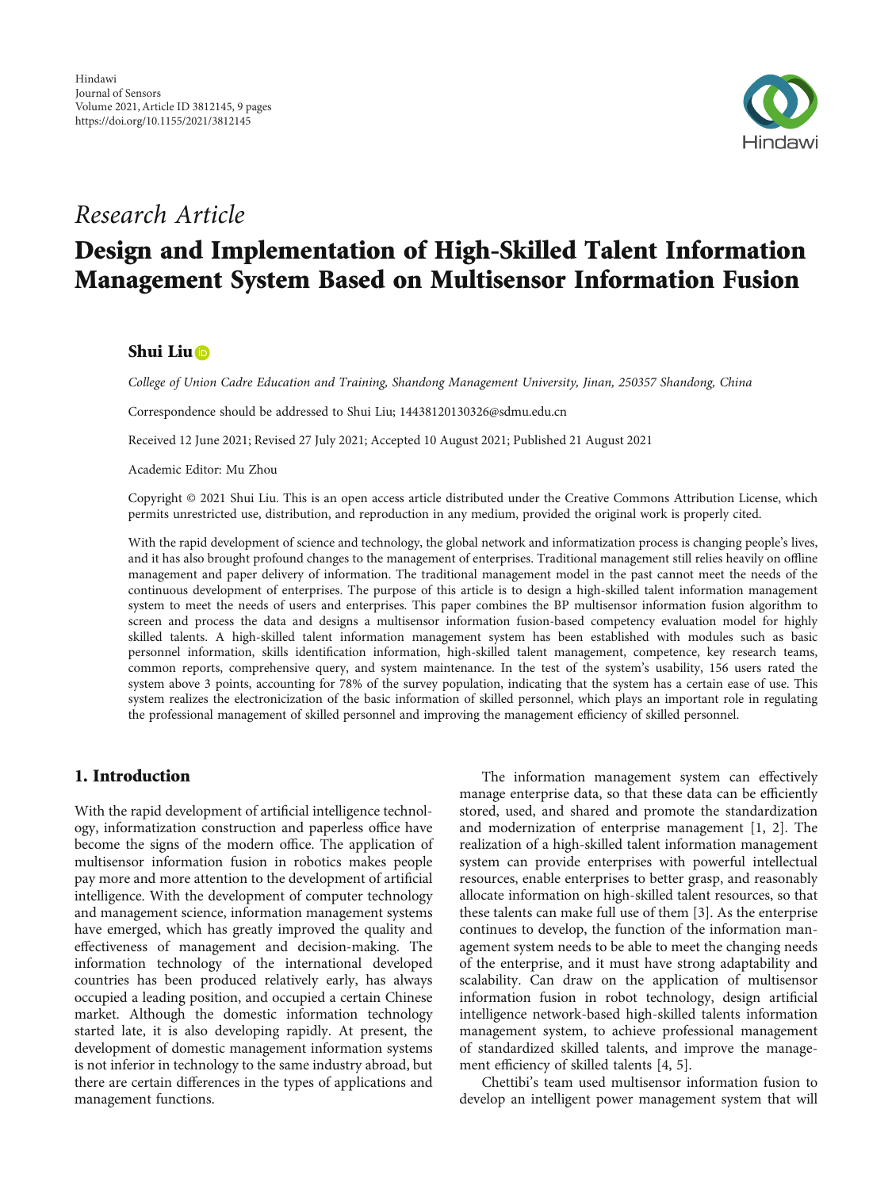Hindawi
Journal of Sensors
Volume 2021, Article ID 3812145, 9 pages
https://doi.org/10.1155/2021/3812145

*Research Article*

# Design and Implementation of High-Skilled Talent Information Management System Based on Multisensor Information Fusion

**Shui Liu**

*College of Union Cadre Education and Training, Shandong Management University, Jinan, 250357 Shandong, China*

Correspondence should be addressed to Shui Liu; 14438120130326@sdmu.edu.cn

Received 12 June 2021; Revised 27 July 2021; Accepted 10 August 2021; Published 21 August 2021

Academic Editor: Mu Zhou

Copyright © 2021 Shui Liu. This is an open access article distributed under the Creative Commons Attribution License, which permits unrestricted use, distribution, and reproduction in any medium, provided the original work is properly cited.

With the rapid development of science and technology, the global network and informatization process is changing people's lives, and it has also brought profound changes to the management of enterprises. Traditional management still relies heavily on offline management and paper delivery of information. The traditional management model in the past cannot meet the needs of the continuous development of enterprises. The purpose of this article is to design a high-skilled talent information management system to meet the needs of users and enterprises. This paper combines the BP multisensor information fusion algorithm to screen and process the data and designs a multisensor information fusion-based competency evaluation model for highly skilled talents. A high-skilled talent information management system has been established with modules such as basic personnel information, skills identification information, high-skilled talent management, competence, key research teams, common reports, comprehensive query, and system maintenance. In the test of the system's usability, 156 users rated the system above 3 points, accounting for 78% of the survey population, indicating that the system has a certain ease of use. This system realizes the electronicization of the basic information of skilled personnel, which plays an important role in regulating the professional management of skilled personnel and improving the management efficiency of skilled personnel.

## 1. Introduction

With the rapid development of artificial intelligence technology, informatization construction and paperless office have become the signs of the modern office. The application of multisensor information fusion in robotics makes people pay more and more attention to the development of artificial intelligence. With the development of computer technology and management science, information management systems have emerged, which has greatly improved the quality and effectiveness of management and decision-making. The information technology of the international developed countries has been produced relatively early, has always occupied a leading position, and occupied a certain Chinese market. Although the domestic information technology started late, it is also developing rapidly. At present, the development of domestic management information systems is not inferior in technology to the same industry abroad, but there are certain differences in the types of applications and management functions.

The information management system can effectively manage enterprise data, so that these data can be efficiently stored, used, and shared and promote the standardization and modernization of enterprise management [1, 2]. The realization of a high-skilled talent information management system can provide enterprises with powerful intellectual resources, enable enterprises to better grasp, and reasonably allocate information on high-skilled talent resources, so that these talents can make full use of them [3]. As the enterprise continues to develop, the function of the information management system needs to be able to meet the changing needs of the enterprise, and it must have strong adaptability and scalability. Can draw on the application of multisensor information fusion in robot technology, design artificial intelligence network-based high-skilled talents information management system, to achieve professional management of standardized skilled talents, and improve the management efficiency of skilled talents [4, 5].

Chettibi's team used multisensor information fusion to develop an intelligent power management system that will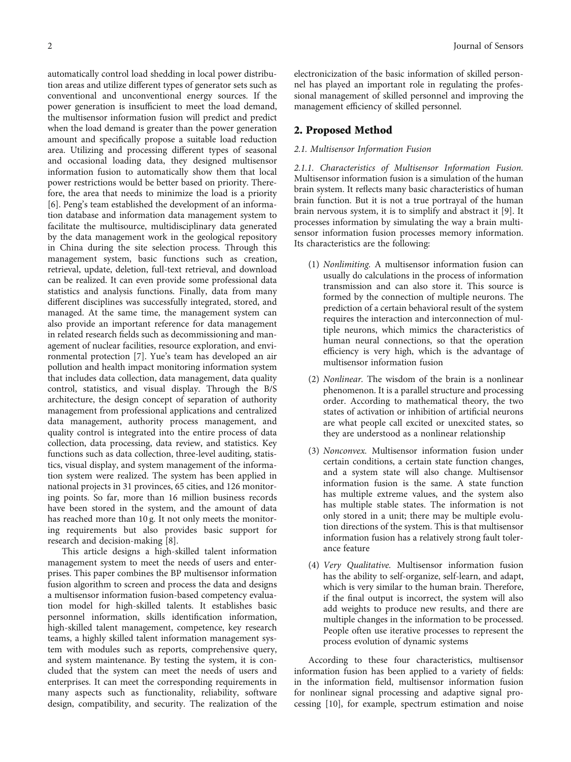automatically control load shedding in local power distribution areas and utilize different types of generator sets such as conventional and unconventional energy sources. If the power generation is insufficient to meet the load demand, the multisensor information fusion will predict and predict when the load demand is greater than the power generation amount and specifically propose a suitable load reduction area. Utilizing and processing different types of seasonal and occasional loading data, they designed multisensor information fusion to automatically show them that local power restrictions would be better based on priority. Therefore, the area that needs to minimize the load is a priority [6]. Peng's team established the development of an information database and information data management system to facilitate the multisource, multidisciplinary data generated by the data management work in the geological repository in China during the site selection process. Through this management system, basic functions such as creation, retrieval, update, deletion, full-text retrieval, and download can be realized. It can even provide some professional data statistics and analysis functions. Finally, data from many different disciplines was successfully integrated, stored, and managed. At the same time, the management system can also provide an important reference for data management in related research fields such as decommissioning and management of nuclear facilities, resource exploration, and environmental protection [7]. Yue's team has developed an air pollution and health impact monitoring information system that includes data collection, data management, data quality control, statistics, and visual display. Through the B/S architecture, the design concept of separation of authority management from professional applications and centralized data management, authority process management, and quality control is integrated into the entire process of data collection, data processing, data review, and statistics. Key functions such as data collection, three-level auditing, statistics, visual display, and system management of the information system were realized. The system has been applied in national projects in 31 provinces, 65 cities, and 126 monitoring points. So far, more than 16 million business records have been stored in the system, and the amount of data has reached more than 10 g. It not only meets the monitoring requirements but also provides basic support for research and decision-making [8].

This article designs a high-skilled talent information management system to meet the needs of users and enterprises. This paper combines the BP multisensor information fusion algorithm to screen and process the data and designs a multisensor information fusion-based competency evaluation model for high-skilled talents. It establishes basic personnel information, skills identification information, high-skilled talent management, competence, key research teams, a highly skilled talent information management system with modules such as reports, comprehensive query, and system maintenance. By testing the system, it is concluded that the system can meet the needs of users and enterprises. It can meet the corresponding requirements in many aspects such as functionality, reliability, software design, compatibility, and security. The realization of the electronicization of the basic information of skilled personnel has played an important role in regulating the professional management of skilled personnel and improving the management efficiency of skilled personnel.

## 2. Proposed Method

### 2.1. Multisensor Information Fusion

*2.1.1. Characteristics of Multisensor Information Fusion.* Multisensor information fusion is a simulation of the human brain system. It reflects many basic characteristics of human brain function. But it is not a true portrayal of the human brain nervous system, it is to simplify and abstract it [9]. It processes information by simulating the way a brain multisensor information fusion processes memory information. Its characteristics are the following:

(1) *Nonlimiting.* A multisensor information fusion can usually do calculations in the process of information transmission and can also store it. This source is formed by the connection of multiple neurons. The prediction of a certain behavioral result of the system requires the interaction and interconnection of multiple neurons, which mimics the characteristics of human neural connections, so that the operation efficiency is very high, which is the advantage of multisensor information fusion

(2) *Nonlinear.* The wisdom of the brain is a nonlinear phenomenon. It is a parallel structure and processing order. According to mathematical theory, the two states of activation or inhibition of artificial neurons are what people call excited or unexcited states, so they are understood as a nonlinear relationship

(3) *Nonconvex.* Multisensor information fusion under certain conditions, a certain state function changes, and a system state will also change. Multisensor information fusion is the same. A state function has multiple extreme values, and the system also has multiple stable states. The information is not only stored in a unit; there may be multiple evolution directions of the system. This is that multisensor information fusion has a relatively strong fault tolerance feature

(4) *Very Qualitative.* Multisensor information fusion has the ability to self-organize, self-learn, and adapt, which is very similar to the human brain. Therefore, if the final output is incorrect, the system will also add weights to produce new results, and there are multiple changes in the information to be processed. People often use iterative processes to represent the process evolution of dynamic systems

According to these four characteristics, multisensor information fusion has been applied to a variety of fields: in the information field, multisensor information fusion for nonlinear signal processing and adaptive signal processing [10], for example, spectrum estimation and noise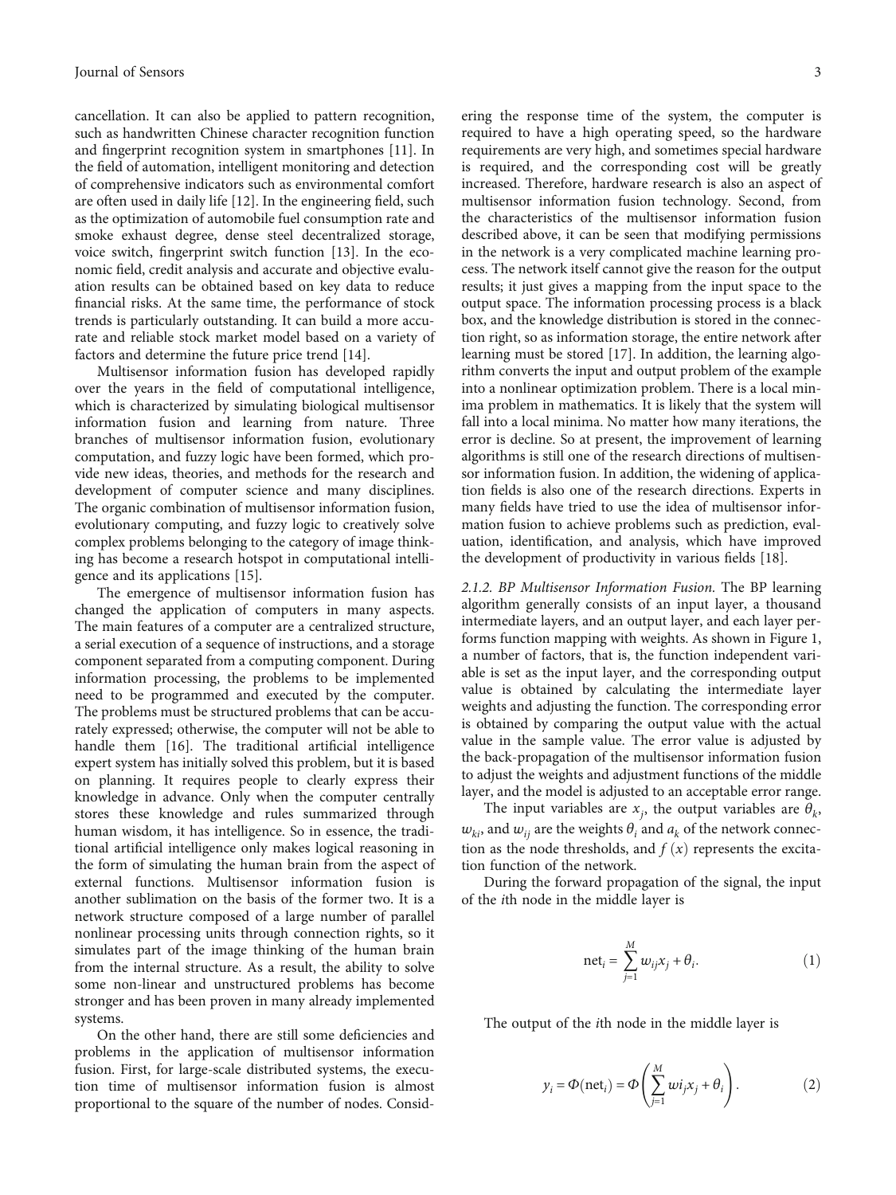cancellation. It can also be applied to pattern recognition, such as handwritten Chinese character recognition function and fingerprint recognition system in smartphones [11]. In the field of automation, intelligent monitoring and detection of comprehensive indicators such as environmental comfort are often used in daily life [12]. In the engineering field, such as the optimization of automobile fuel consumption rate and smoke exhaust degree, dense steel decentralized storage, voice switch, fingerprint switch function [13]. In the economic field, credit analysis and accurate and objective evaluation results can be obtained based on key data to reduce financial risks. At the same time, the performance of stock trends is particularly outstanding. It can build a more accurate and reliable stock market model based on a variety of factors and determine the future price trend [14].

Multisensor information fusion has developed rapidly over the years in the field of computational intelligence, which is characterized by simulating biological multisensor information fusion and learning from nature. Three branches of multisensor information fusion, evolutionary computation, and fuzzy logic have been formed, which provide new ideas, theories, and methods for the research and development of computer science and many disciplines. The organic combination of multisensor information fusion, evolutionary computing, and fuzzy logic to creatively solve complex problems belonging to the category of image thinking has become a research hotspot in computational intelligence and its applications [15].

The emergence of multisensor information fusion has changed the application of computers in many aspects. The main features of a computer are a centralized structure, a serial execution of a sequence of instructions, and a storage component separated from a computing component. During information processing, the problems to be implemented need to be programmed and executed by the computer. The problems must be structured problems that can be accurately expressed; otherwise, the computer will not be able to handle them [16]. The traditional artificial intelligence expert system has initially solved this problem, but it is based on planning. It requires people to clearly express their knowledge in advance. Only when the computer centrally stores these knowledge and rules summarized through human wisdom, it has intelligence. So in essence, the traditional artificial intelligence only makes logical reasoning in the form of simulating the human brain from the aspect of external functions. Multisensor information fusion is another sublimation on the basis of the former two. It is a network structure composed of a large number of parallel nonlinear processing units through connection rights, so it simulates part of the image thinking of the human brain from the internal structure. As a result, the ability to solve some non-linear and unstructured problems has become stronger and has been proven in many already implemented systems.

On the other hand, there are still some deficiencies and problems in the application of multisensor information fusion. First, for large-scale distributed systems, the execution time of multisensor information fusion is almost proportional to the square of the number of nodes. Considering the response time of the system, the computer is required to have a high operating speed, so the hardware requirements are very high, and sometimes special hardware is required, and the corresponding cost will be greatly increased. Therefore, hardware research is also an aspect of multisensor information fusion technology. Second, from the characteristics of the multisensor information fusion described above, it can be seen that modifying permissions in the network is a very complicated machine learning process. The network itself cannot give the reason for the output results; it just gives a mapping from the input space to the output space. The information processing process is a black box, and the knowledge distribution is stored in the connection right, so as information storage, the entire network after learning must be stored [17]. In addition, the learning algorithm converts the input and output problem of the example into a nonlinear optimization problem. There is a local minima problem in mathematics. It is likely that the system will fall into a local minima. No matter how many iterations, the error is decline. So at present, the improvement of learning algorithms is still one of the research directions of multisensor information fusion. In addition, the widening of application fields is also one of the research directions. Experts in many fields have tried to use the idea of multisensor information fusion to achieve problems such as prediction, evaluation, identification, and analysis, which have improved the development of productivity in various fields [18].

*2.1.2. BP Multisensor Information Fusion.* The BP learning algorithm generally consists of an input layer, a thousand intermediate layers, and an output layer, and each layer performs function mapping with weights. As shown in Figure 1, a number of factors, that is, the function independent variable is set as the input layer, and the corresponding output value is obtained by calculating the intermediate layer weights and adjusting the function. The corresponding error is obtained by comparing the output value with the actual value in the sample value. The error value is adjusted by the back-propagation of the multisensor information fusion to adjust the weights and adjustment functions of the middle layer, and the model is adjusted to an acceptable error range.

The input variables are $x_j$, the output variables are $\theta_k$, $w_{ki}$, and $w_{ij}$ are the weights $\theta_i$ and $a_k$ of the network connection as the node thresholds, and $f(x)$ represents the excitation function of the network.

During the forward propagation of the signal, the input of the $i$th node in the middle layer is

$$\text{net}_i = \sum_{j=1}^{M} w_{ij} x_j + \theta_i. \tag{1}$$

The output of the $i$th node in the middle layer is

$$y_i = \Phi(\text{net}_i) = \Phi\left(\sum_{j=1}^{M} w i_j x_j + \theta_i\right). \tag{2}$$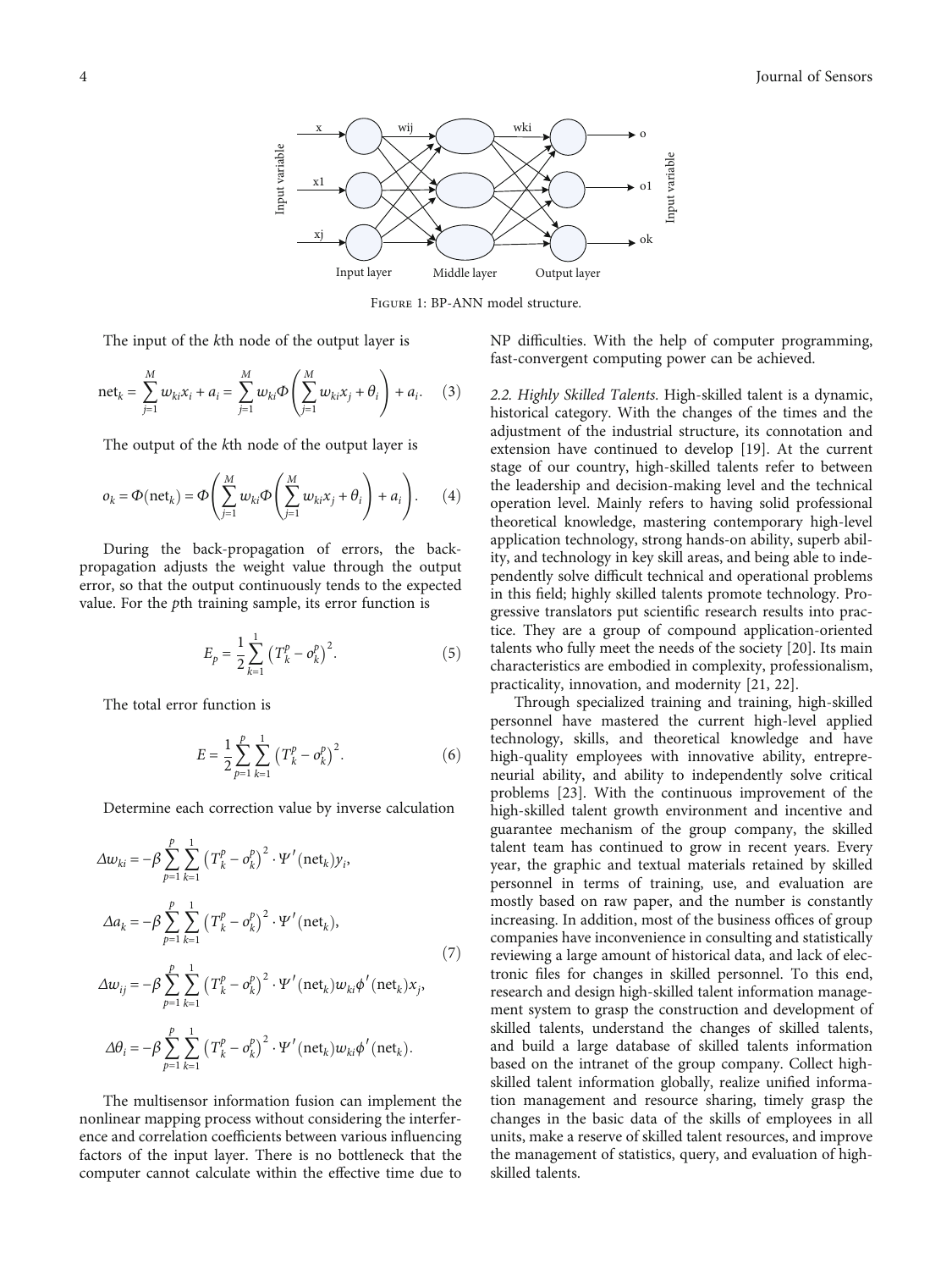Figure 1: BP-ANN model structure.

The input of the $k$th node of the output layer is

$$\text{net}_k = \sum_{j=1}^{M} w_{ki} x_i + a_i = \sum_{j=1}^{M} w_{ki} \Phi\left(\sum_{j=1}^{M} w_{ki} x_j + \theta_i\right) + a_i. \quad (3)$$

The output of the $k$th node of the output layer is

$$o_k = \Phi(\text{net}_k) = \Phi\left(\sum_{j=1}^{M} w_{ki} \Phi\left(\sum_{j=1}^{M} w_{ki} x_j + \theta_i\right) + a_i\right). \quad (4)$$

During the back-propagation of errors, the back-propagation adjusts the weight value through the output error, so that the output continuously tends to the expected value. For the $p$th training sample, its error function is

$$E_p = \frac{1}{2} \sum_{k=1}^{1} \left(T_k^p - o_k^p\right)^2. \quad (5)$$

The total error function is

$$E = \frac{1}{2} \sum_{p=1}^{p} \sum_{k=1}^{1} \left(T_k^p - o_k^p\right)^2. \quad (6)$$

Determine each correction value by inverse calculation

$$\begin{aligned}
\Delta w_{ki} &= -\beta \sum_{p=1}^{p} \sum_{k=1}^{1} \left(T_k^p - o_k^p\right)^2 \cdot \Psi'(\text{net}_k) y_i, \\
\Delta a_k &= -\beta \sum_{p=1}^{p} \sum_{k=1}^{1} \left(T_k^p - o_k^p\right)^2 \cdot \Psi'(\text{net}_k), \\
\Delta w_{ij} &= -\beta \sum_{p=1}^{p} \sum_{k=1}^{1} \left(T_k^p - o_k^p\right)^2 \cdot \Psi'(\text{net}_k) w_{ki} \phi'(\text{net}_k) x_j, \\
\Delta \theta_i &= -\beta \sum_{p=1}^{p} \sum_{k=1}^{1} \left(T_k^p - o_k^p\right)^2 \cdot \Psi'(\text{net}_k) w_{ki} \phi'(\text{net}_k).
\end{aligned} \quad (7)$$

The multisensor information fusion can implement the nonlinear mapping process without considering the interference and correlation coefficients between various influencing factors of the input layer. There is no bottleneck that the computer cannot calculate within the effective time due to NP difficulties. With the help of computer programming, fast-convergent computing power can be achieved.

### 2.2. Highly Skilled Talents

High-skilled talent is a dynamic, historical category. With the changes of the times and the adjustment of the industrial structure, its connotation and extension have continued to develop [19]. At the current stage of our country, high-skilled talents refer to between the leadership and decision-making level and the technical operation level. Mainly refers to having solid professional theoretical knowledge, mastering contemporary high-level application technology, strong hands-on ability, superb ability, and technology in key skill areas, and being able to independently solve difficult technical and operational problems in this field; highly skilled talents promote technology. Progressive translators put scientific research results into practice. They are a group of compound application-oriented talents who fully meet the needs of the society [20]. Its main characteristics are embodied in complexity, professionalism, practicality, innovation, and modernity [21, 22].

Through specialized training and training, high-skilled personnel have mastered the current high-level applied technology, skills, and theoretical knowledge and have high-quality employees with innovative ability, entrepreneurial ability, and ability to independently solve critical problems [23]. With the continuous improvement of the high-skilled talent growth environment and incentive and guarantee mechanism of the group company, the skilled talent team has continued to grow in recent years. Every year, the graphic and textual materials retained by skilled personnel in terms of training, use, and evaluation are mostly based on raw paper, and the number is constantly increasing. In addition, most of the business offices of group companies have inconvenience in consulting and statistically reviewing a large amount of historical data, and lack of electronic files for changes in skilled personnel. To this end, research and design high-skilled talent information management system to grasp the construction and development of skilled talents, understand the changes of skilled talents, and build a large database of skilled talents information based on the intranet of the group company. Collect high-skilled talent information globally, realize unified information management and resource sharing, timely grasp the changes in the basic data of the skills of employees in all units, make a reserve of skilled talent resources, and improve the management of statistics, query, and evaluation of high-skilled talents.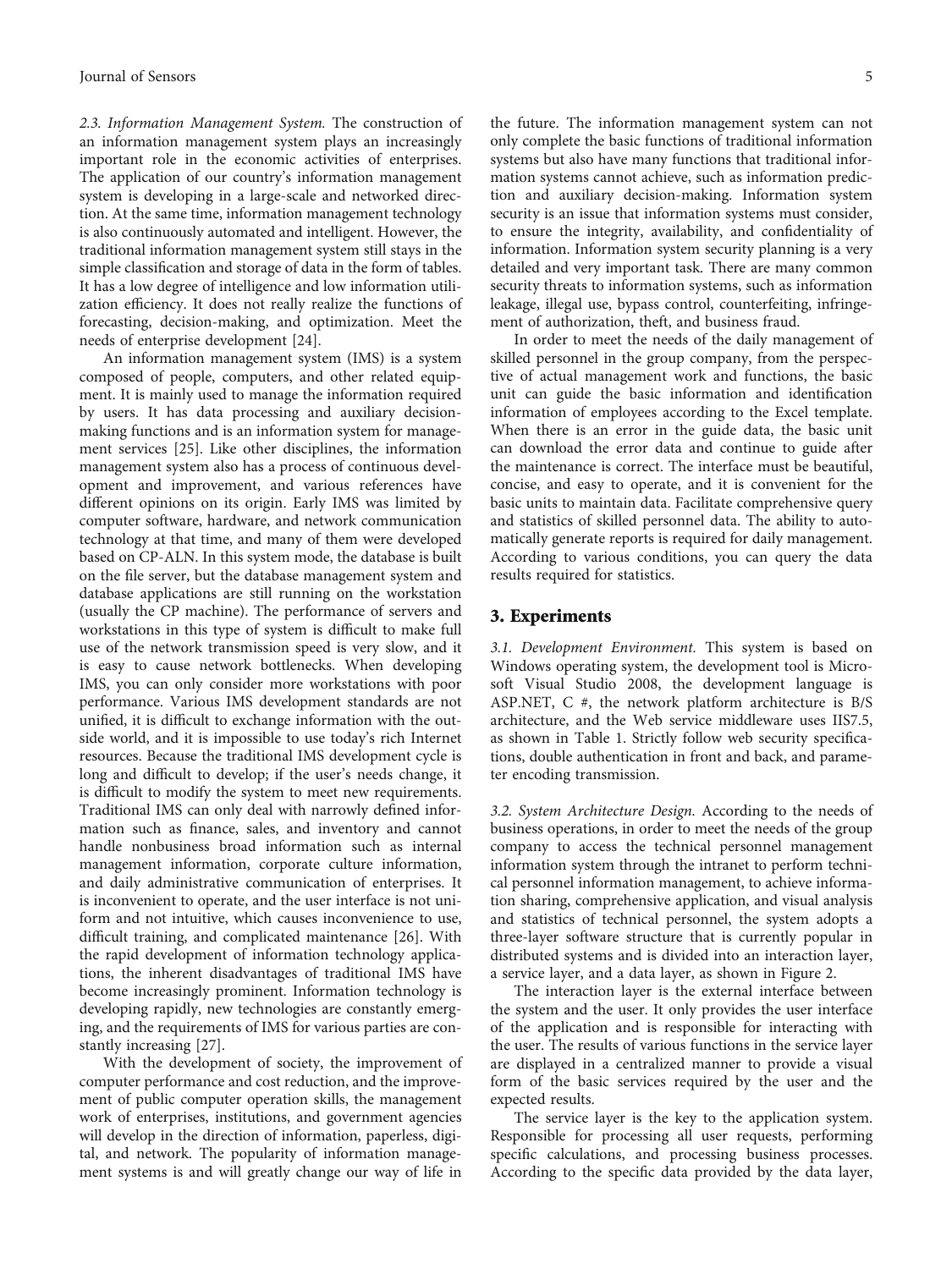*2.3. Information Management System.* The construction of an information management system plays an increasingly important role in the economic activities of enterprises. The application of our country's information management system is developing in a large-scale and networked direction. At the same time, information management technology is also continuously automated and intelligent. However, the traditional information management system still stays in the simple classification and storage of data in the form of tables. It has a low degree of intelligence and low information utilization efficiency. It does not really realize the functions of forecasting, decision-making, and optimization. Meet the needs of enterprise development [24].

An information management system (IMS) is a system composed of people, computers, and other related equipment. It is mainly used to manage the information required by users. It has data processing and auxiliary decision-making functions and is an information system for management services [25]. Like other disciplines, the information management system also has a process of continuous development and improvement, and various references have different opinions on its origin. Early IMS was limited by computer software, hardware, and network communication technology at that time, and many of them were developed based on CP-ALN. In this system mode, the database is built on the file server, but the database management system and database applications are still running on the workstation (usually the CP machine). The performance of servers and workstations in this type of system is difficult to make full use of the network transmission speed is very slow, and it is easy to cause network bottlenecks. When developing IMS, you can only consider more workstations with poor performance. Various IMS development standards are not unified, it is difficult to exchange information with the outside world, and it is impossible to use today's rich Internet resources. Because the traditional IMS development cycle is long and difficult to develop; if the user's needs change, it is difficult to modify the system to meet new requirements. Traditional IMS can only deal with narrowly defined information such as finance, sales, and inventory and cannot handle nonbusiness broad information such as internal management information, corporate culture information, and daily administrative communication of enterprises. It is inconvenient to operate, and the user interface is not uniform and not intuitive, which causes inconvenience to use, difficult training, and complicated maintenance [26]. With the rapid development of information technology applications, the inherent disadvantages of traditional IMS have become increasingly prominent. Information technology is developing rapidly, new technologies are constantly emerging, and the requirements of IMS for various parties are constantly increasing [27].

With the development of society, the improvement of computer performance and cost reduction, and the improvement of public computer operation skills, the management work of enterprises, institutions, and government agencies will develop in the direction of information, paperless, digital, and network. The popularity of information management systems is and will greatly change our way of life in the future. The information management system can not only complete the basic functions of traditional information systems but also have many functions that traditional information systems cannot achieve, such as information prediction and auxiliary decision-making. Information system security is an issue that information systems must consider, to ensure the integrity, availability, and confidentiality of information. Information system security planning is a very detailed and very important task. There are many common security threats to information systems, such as information leakage, illegal use, bypass control, counterfeiting, infringement of authorization, theft, and business fraud.

In order to meet the needs of the daily management of skilled personnel in the group company, from the perspective of actual management work and functions, the basic unit can guide the basic information and identification information of employees according to the Excel template. When there is an error in the guide data, the basic unit can download the error data and continue to guide after the maintenance is correct. The interface must be beautiful, concise, and easy to operate, and it is convenient for the basic units to maintain data. Facilitate comprehensive query and statistics of skilled personnel data. The ability to automatically generate reports is required for daily management. According to various conditions, you can query the data results required for statistics.

## 3. Experiments

*3.1. Development Environment.* This system is based on Windows operating system, the development tool is Microsoft Visual Studio 2008, the development language is ASP.NET, C #, the network platform architecture is B/S architecture, and the Web service middleware uses IIS7.5, as shown in Table 1. Strictly follow web security specifications, double authentication in front and back, and parameter encoding transmission.

*3.2. System Architecture Design.* According to the needs of business operations, in order to meet the needs of the group company to access the technical personnel management information system through the intranet to perform technical personnel information management, to achieve information sharing, comprehensive application, and visual analysis and statistics of technical personnel, the system adopts a three-layer software structure that is currently popular in distributed systems and is divided into an interaction layer, a service layer, and a data layer, as shown in Figure 2.

The interaction layer is the external interface between the system and the user. It only provides the user interface of the application and is responsible for interacting with the user. The results of various functions in the service layer are displayed in a centralized manner to provide a visual form of the basic services required by the user and the expected results.

The service layer is the key to the application system. Responsible for processing all user requests, performing specific calculations, and processing business processes. According to the specific data provided by the data layer,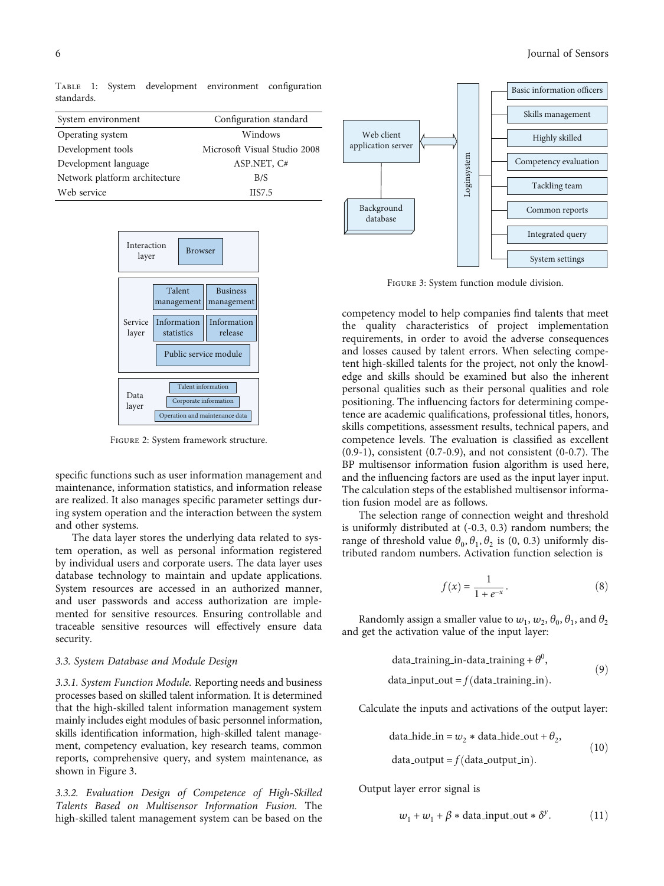Table 1: System development environment configuration standards.

| System environment | Configuration standard |
|---|---|
| Operating system | Windows |
| Development tools | Microsoft Visual Studio 2008 |
| Development language | ASP.NET, C# |
| Network platform architecture | B/S |
| Web service | IIS7.5 |

Figure 2: System framework structure.

specific functions such as user information management and maintenance, information statistics, and information release are realized. It also manages specific parameter settings during system operation and the interaction between the system and other systems.

The data layer stores the underlying data related to system operation, as well as personal information registered by individual users and corporate users. The data layer uses database technology to maintain and update applications. System resources are accessed in an authorized manner, and user passwords and access authorization are implemented for sensitive resources. Ensuring controllable and traceable sensitive resources will effectively ensure data security.

### 3.3. System Database and Module Design

*3.3.1. System Function Module.* Reporting needs and business processes based on skilled talent information. It is determined that the high-skilled talent information management system mainly includes eight modules of basic personnel information, skills identification information, high-skilled talent management, competency evaluation, key research teams, common reports, comprehensive query, and system maintenance, as shown in Figure 3.

*3.3.2. Evaluation Design of Competence of High-Skilled Talents Based on Multisensor Information Fusion.* The high-skilled talent management system can be based on the competency model to help companies find talents that meet the quality characteristics of project implementation requirements, in order to avoid the adverse consequences and losses caused by talent errors. When selecting competent high-skilled talents for the project, not only the knowledge and skills should be examined but also the inherent personal qualities such as their personal qualities and role positioning. The influencing factors for determining competence are academic qualifications, professional titles, honors, skills competitions, assessment results, technical papers, and competence levels. The evaluation is classified as excellent (0.9-1), consistent (0.7-0.9), and not consistent (0-0.7). The BP multisensor information fusion algorithm is used here, and the influencing factors are used as the input layer input. The calculation steps of the established multisensor information fusion model are as follows.

Figure 3: System function module division.

The selection range of connection weight and threshold is uniformly distributed at (-0.3, 0.3) random numbers; the range of threshold value $\theta_0, \theta_1, \theta_2$ is (0, 0.3) uniformly distributed random numbers. Activation function selection is

$$f(x) = \frac{1}{1 + e^{-x}}. \tag{8}$$

Randomly assign a smaller value to $w_1$, $w_2$, $\theta_0$, $\theta_1$, and $\theta_2$ and get the activation value of the input layer:

$$\begin{aligned} &\text{data\_training\_in-data\_training} + \theta^0, \\ &\text{data\_input\_out} = f(\text{data\_training\_in}). \end{aligned} \tag{9}$$

Calculate the inputs and activations of the output layer:

$$\begin{aligned} &\text{data\_hide\_in} = w_2 * \text{data\_hide\_out} + \theta_2, \\ &\text{data\_output} = f(\text{data\_output\_in}). \end{aligned} \tag{10}$$

Output layer error signal is

$$w_1 + w_1 + \beta * \text{data\_input\_out} * \delta^y. \tag{11}$$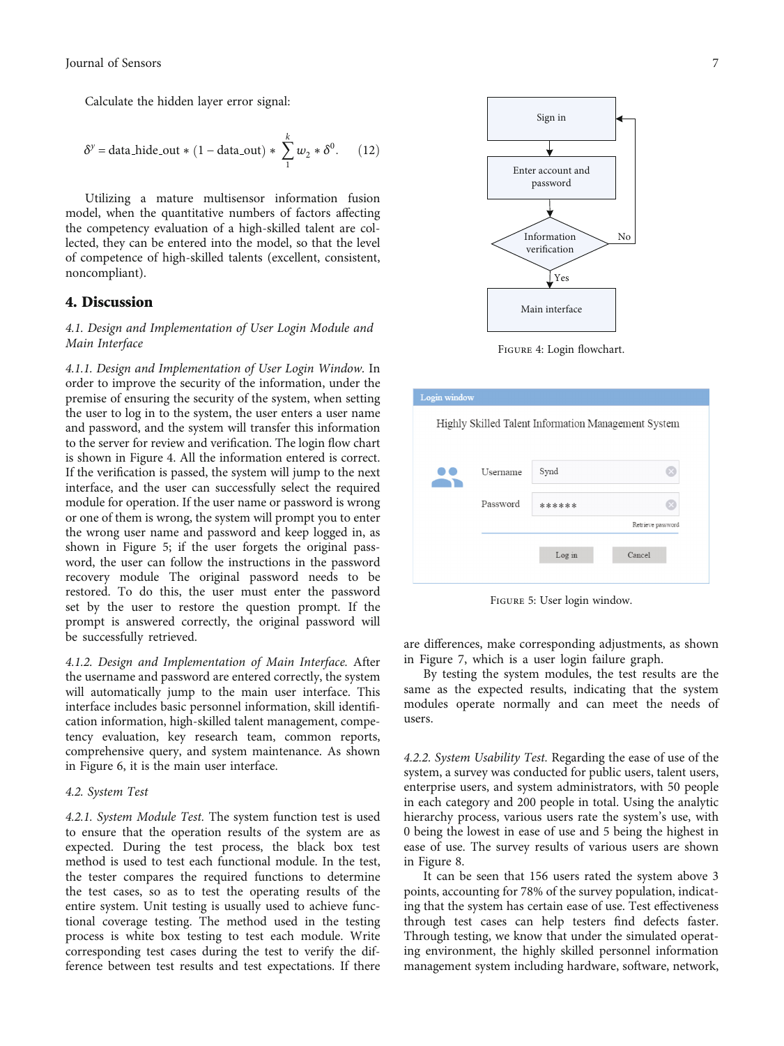Calculate the hidden layer error signal:

$$\delta^y = \text{data\_hide\_out} * (1 - \text{data\_out}) * \sum_{1}^{k} w_2 * \delta^0. \quad (12)$$

Utilizing a mature multisensor information fusion model, when the quantitative numbers of factors affecting the competency evaluation of a high-skilled talent are collected, they can be entered into the model, so that the level of competence of high-skilled talents (excellent, consistent, noncompliant).

## 4. Discussion

### *4.1. Design and Implementation of User Login Module and Main Interface*

*4.1.1. Design and Implementation of User Login Window.* In order to improve the security of the information, under the premise of ensuring the security of the system, when setting the user to log in to the system, the user enters a user name and password, and the system will transfer this information to the server for review and verification. The login flow chart is shown in Figure 4. All the information entered is correct. If the verification is passed, the system will jump to the next interface, and the user can successfully select the required module for operation. If the user name or password is wrong or one of them is wrong, the system will prompt you to enter the wrong user name and password and keep logged in, as shown in Figure 5; if the user forgets the original password, the user can follow the instructions in the password recovery module The original password needs to be restored. To do this, the user must enter the password set by the user to restore the question prompt. If the prompt is answered correctly, the original password will be successfully retrieved.

*4.1.2. Design and Implementation of Main Interface.* After the username and password are entered correctly, the system will automatically jump to the main user interface. This interface includes basic personnel information, skill identification information, high-skilled talent management, competency evaluation, key research team, common reports, comprehensive query, and system maintenance. As shown in Figure 6, it is the main user interface.

Sign in → Enter account and password → Information verification → (No: back to Sign in; Yes: Main interface)

Figure 4: Login flowchart.

Login window — Highly Skilled Talent Information Management System — Username: Synd — Password: ****** — Retrieve password — Log in — Cancel

Figure 5: User login window.

### *4.2. System Test*

*4.2.1. System Module Test.* The system function test is used to ensure that the operation results of the system are as expected. During the test process, the black box test method is used to test each functional module. In the test, the tester compares the required functions to determine the test cases, so as to test the operating results of the entire system. Unit testing is usually used to achieve functional coverage testing. The method used in the testing process is white box testing to test each module. Write corresponding test cases during the test to verify the difference between test results and test expectations. If there are differences, make corresponding adjustments, as shown in Figure 7, which is a user login failure graph.

By testing the system modules, the test results are the same as the expected results, indicating that the system modules operate normally and can meet the needs of users.

*4.2.2. System Usability Test.* Regarding the ease of use of the system, a survey was conducted for public users, talent users, enterprise users, and system administrators, with 50 people in each category and 200 people in total. Using the analytic hierarchy process, various users rate the system's use, with 0 being the lowest in ease of use and 5 being the highest in ease of use. The survey results of various users are shown in Figure 8.

It can be seen that 156 users rated the system above 3 points, accounting for 78% of the survey population, indicating that the system has certain ease of use. Test effectiveness through test cases can help testers find defects faster. Through testing, we know that under the simulated operating environment, the highly skilled personnel information management system including hardware, software, network,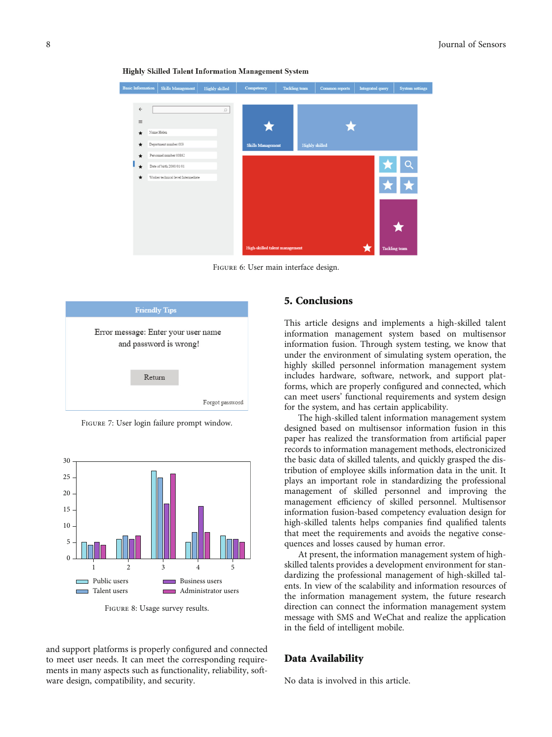Figure 6: User main interface design.

Figure 7: User login failure prompt window.

Figure 8: Usage survey results.

and support platforms is properly configured and connected to meet user needs. It can meet the corresponding requirements in many aspects such as functionality, reliability, software design, compatibility, and security.

## 5. Conclusions

This article designs and implements a high-skilled talent information management system based on multisensor information fusion. Through system testing, we know that under the environment of simulating system operation, the highly skilled personnel information management system includes hardware, software, network, and support platforms, which are properly configured and connected, which can meet users' functional requirements and system design for the system, and has certain applicability.

The high-skilled talent information management system designed based on multisensor information fusion in this paper has realized the transformation from artificial paper records to information management methods, electronicized the basic data of skilled talents, and quickly grasped the distribution of employee skills information data in the unit. It plays an important role in standardizing the professional management of skilled personnel and improving the management efficiency of skilled personnel. Multisensor information fusion-based competency evaluation design for high-skilled talents helps companies find qualified talents that meet the requirements and avoids the negative consequences and losses caused by human error.

At present, the information management system of high-skilled talents provides a development environment for standardizing the professional management of high-skilled talents. In view of the scalability and information resources of the information management system, the future research direction can connect the information management system message with SMS and WeChat and realize the application in the field of intelligent mobile.

## Data Availability

No data is involved in this article.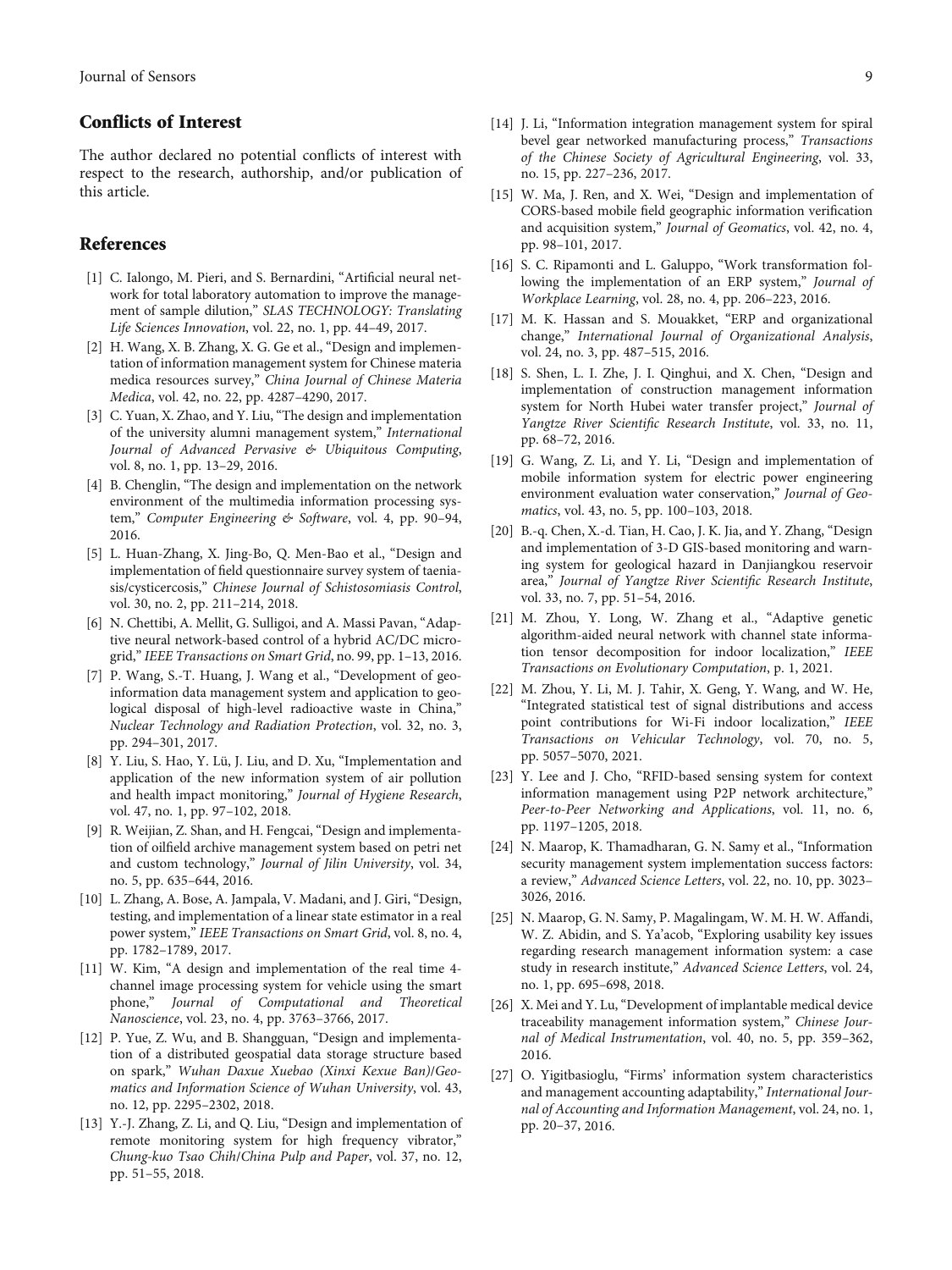## Conflicts of Interest

The author declared no potential conflicts of interest with respect to the research, authorship, and/or publication of this article.

## References

[1] C. Ialongo, M. Pieri, and S. Bernardini, "Artificial neural network for total laboratory automation to improve the management of sample dilution," *SLAS TECHNOLOGY: Translating Life Sciences Innovation*, vol. 22, no. 1, pp. 44–49, 2017.

[2] H. Wang, X. B. Zhang, X. G. Ge et al., "Design and implementation of information management system for Chinese materia medica resources survey," *China Journal of Chinese Materia Medica*, vol. 42, no. 22, pp. 4287–4290, 2017.

[3] C. Yuan, X. Zhao, and Y. Liu, "The design and implementation of the university alumni management system," *International Journal of Advanced Pervasive & Ubiquitous Computing*, vol. 8, no. 1, pp. 13–29, 2016.

[4] B. Chenglin, "The design and implementation on the network environment of the multimedia information processing system," *Computer Engineering & Software*, vol. 4, pp. 90–94, 2016.

[5] L. Huan-Zhang, X. Jing-Bo, Q. Men-Bao et al., "Design and implementation of field questionnaire survey system of taeniasis/cysticercosis," *Chinese Journal of Schistosomiasis Control*, vol. 30, no. 2, pp. 211–214, 2018.

[6] N. Chettibi, A. Mellit, G. Sulligoi, and A. Massi Pavan, "Adaptive neural network-based control of a hybrid AC/DC microgrid," *IEEE Transactions on Smart Grid*, no. 99, pp. 1–13, 2016.

[7] P. Wang, S.-T. Huang, J. Wang et al., "Development of geo-information data management system and application to geological disposal of high-level radioactive waste in China," *Nuclear Technology and Radiation Protection*, vol. 32, no. 3, pp. 294–301, 2017.

[8] Y. Liu, S. Hao, Y. Lü, J. Liu, and D. Xu, "Implementation and application of the new information system of air pollution and health impact monitoring," *Journal of Hygiene Research*, vol. 47, no. 1, pp. 97–102, 2018.

[9] R. Weijian, Z. Shan, and H. Fengcai, "Design and implementation of oilfield archive management system based on petri net and custom technology," *Journal of Jilin University*, vol. 34, no. 5, pp. 635–644, 2016.

[10] L. Zhang, A. Bose, A. Jampala, V. Madani, and J. Giri, "Design, testing, and implementation of a linear state estimator in a real power system," *IEEE Transactions on Smart Grid*, vol. 8, no. 4, pp. 1782–1789, 2017.

[11] W. Kim, "A design and implementation of the real time 4-channel image processing system for vehicle using the smart phone," *Journal of Computational and Theoretical Nanoscience*, vol. 23, no. 4, pp. 3763–3766, 2017.

[12] P. Yue, Z. Wu, and B. Shangguan, "Design and implementation of a distributed geospatial data storage structure based on spark," *Wuhan Daxue Xuebao (Xinxi Kexue Ban)/Geomatics and Information Science of Wuhan University*, vol. 43, no. 12, pp. 2295–2302, 2018.

[13] Y.-J. Zhang, Z. Li, and Q. Liu, "Design and implementation of remote monitoring system for high frequency vibrator," *Chung-kuo Tsao Chih/China Pulp and Paper*, vol. 37, no. 12, pp. 51–55, 2018.

[14] J. Li, "Information integration management system for spiral bevel gear networked manufacturing process," *Transactions of the Chinese Society of Agricultural Engineering*, vol. 33, no. 15, pp. 227–236, 2017.

[15] W. Ma, J. Ren, and X. Wei, "Design and implementation of CORS-based mobile field geographic information verification and acquisition system," *Journal of Geomatics*, vol. 42, no. 4, pp. 98–101, 2017.

[16] S. C. Ripamonti and L. Galuppo, "Work transformation following the implementation of an ERP system," *Journal of Workplace Learning*, vol. 28, no. 4, pp. 206–223, 2016.

[17] M. K. Hassan and S. Mouakket, "ERP and organizational change," *International Journal of Organizational Analysis*, vol. 24, no. 3, pp. 487–515, 2016.

[18] S. Shen, L. I. Zhe, J. I. Qinghui, and X. Chen, "Design and implementation of construction management information system for North Hubei water transfer project," *Journal of Yangtze River Scientific Research Institute*, vol. 33, no. 11, pp. 68–72, 2016.

[19] G. Wang, Z. Li, and Y. Li, "Design and implementation of mobile information system for electric power engineering environment evaluation water conservation," *Journal of Geomatics*, vol. 43, no. 5, pp. 100–103, 2018.

[20] B.-q. Chen, X.-d. Tian, H. Cao, J. K. Jia, and Y. Zhang, "Design and implementation of 3-D GIS-based monitoring and warning system for geological hazard in Danjiangkou reservoir area," *Journal of Yangtze River Scientific Research Institute*, vol. 33, no. 7, pp. 51–54, 2016.

[21] M. Zhou, Y. Long, W. Zhang et al., "Adaptive genetic algorithm-aided neural network with channel state information tensor decomposition for indoor localization," *IEEE Transactions on Evolutionary Computation*, p. 1, 2021.

[22] M. Zhou, Y. Li, M. J. Tahir, X. Geng, Y. Wang, and W. He, "Integrated statistical test of signal distributions and access point contributions for Wi-Fi indoor localization," *IEEE Transactions on Vehicular Technology*, vol. 70, no. 5, pp. 5057–5070, 2021.

[23] Y. Lee and J. Cho, "RFID-based sensing system for context information management using P2P network architecture," *Peer-to-Peer Networking and Applications*, vol. 11, no. 6, pp. 1197–1205, 2018.

[24] N. Maarop, K. Thamadharan, G. N. Samy et al., "Information security management system implementation success factors: a review," *Advanced Science Letters*, vol. 22, no. 10, pp. 3023–3026, 2016.

[25] N. Maarop, G. N. Samy, P. Magalingam, W. M. H. W. Affandi, W. Z. Abidin, and S. Ya'acob, "Exploring usability key issues regarding research management information system: a case study in research institute," *Advanced Science Letters*, vol. 24, no. 1, pp. 695–698, 2018.

[26] X. Mei and Y. Lu, "Development of implantable medical device traceability management information system," *Chinese Journal of Medical Instrumentation*, vol. 40, no. 5, pp. 359–362, 2016.

[27] O. Yigitbasioglu, "Firms' information system characteristics and management accounting adaptability," *International Journal of Accounting and Information Management*, vol. 24, no. 1, pp. 20–37, 2016.